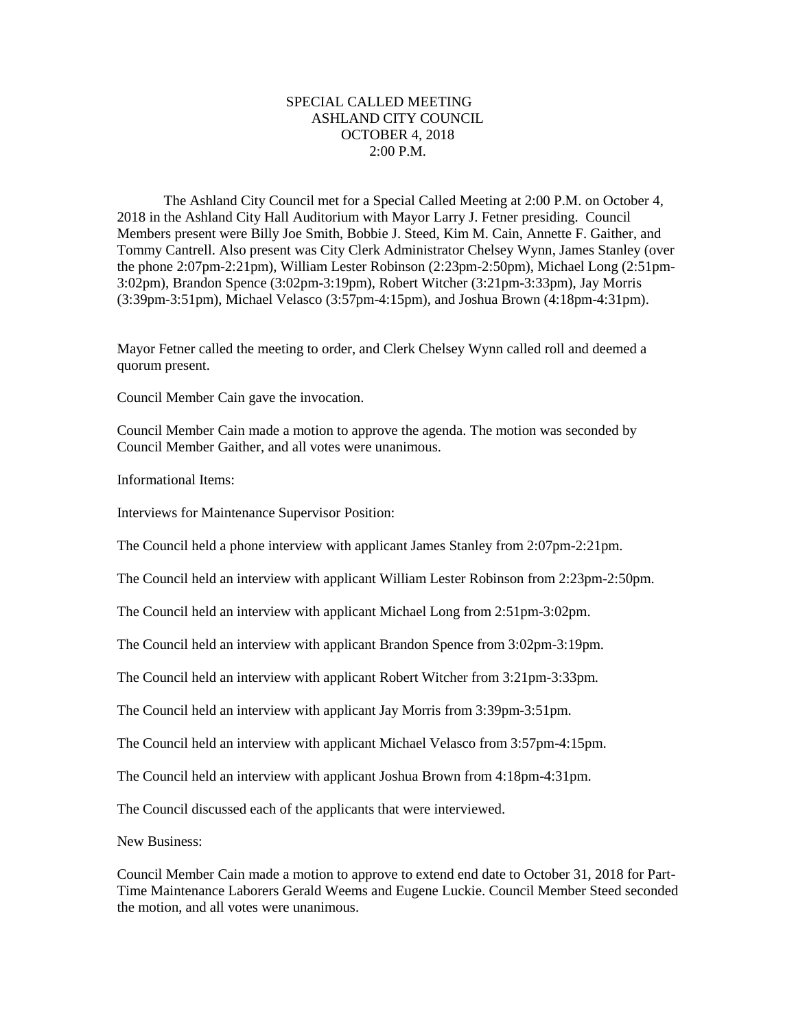# SPECIAL CALLED MEETING
## ASHLAND CITY COUNCIL
## OCTOBER 4, 2018
## 2:00 P.M.

The Ashland City Council met for a Special Called Meeting at 2:00 P.M. on October 4, 2018 in the Ashland City Hall Auditorium with Mayor Larry J. Fetner presiding. Council Members present were Billy Joe Smith, Bobbie J. Steed, Kim M. Cain, Annette F. Gaither, and Tommy Cantrell. Also present was City Clerk Administrator Chelsey Wynn, James Stanley (over the phone 2:07pm-2:21pm), William Lester Robinson (2:23pm-2:50pm), Michael Long (2:51pm-3:02pm), Brandon Spence (3:02pm-3:19pm), Robert Witcher (3:21pm-3:33pm), Jay Morris (3:39pm-3:51pm), Michael Velasco (3:57pm-4:15pm), and Joshua Brown (4:18pm-4:31pm).

Mayor Fetner called the meeting to order, and Clerk Chelsey Wynn called roll and deemed a quorum present.

Council Member Cain gave the invocation.

Council Member Cain made a motion to approve the agenda. The motion was seconded by Council Member Gaither, and all votes were unanimous.

Informational Items:

Interviews for Maintenance Supervisor Position:

The Council held a phone interview with applicant James Stanley from 2:07pm-2:21pm.

The Council held an interview with applicant William Lester Robinson from 2:23pm-2:50pm.

The Council held an interview with applicant Michael Long from 2:51pm-3:02pm.

The Council held an interview with applicant Brandon Spence from 3:02pm-3:19pm.

The Council held an interview with applicant Robert Witcher from 3:21pm-3:33pm.

The Council held an interview with applicant Jay Morris from 3:39pm-3:51pm.

The Council held an interview with applicant Michael Velasco from 3:57pm-4:15pm.

The Council held an interview with applicant Joshua Brown from 4:18pm-4:31pm.

The Council discussed each of the applicants that were interviewed.

New Business:

Council Member Cain made a motion to approve to extend end date to October 31, 2018 for Part-Time Maintenance Laborers Gerald Weems and Eugene Luckie. Council Member Steed seconded the motion, and all votes were unanimous.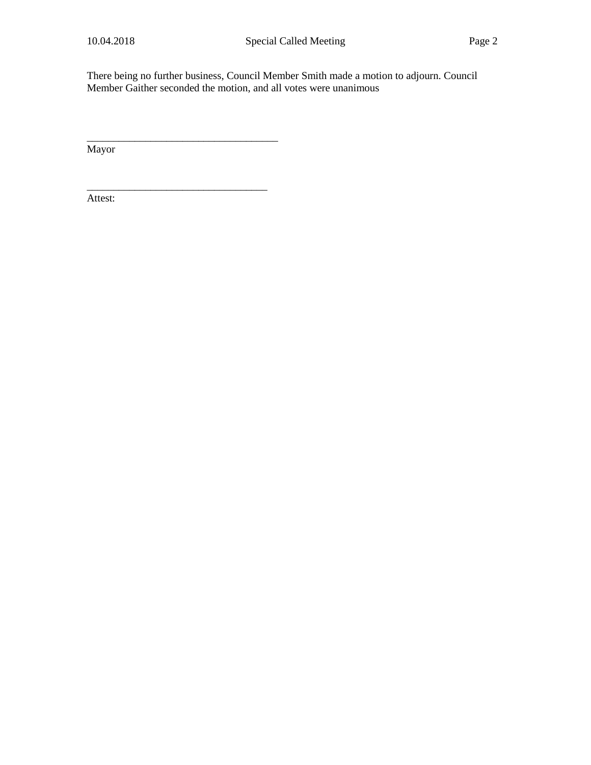There being no further business, Council Member Smith made a motion to adjourn. Council Member Gaither seconded the motion, and all votes were unanimous

\_\_\_\_\_\_\_\_\_\_\_\_\_\_\_\_\_\_\_\_\_\_\_\_\_\_\_\_\_\_\_\_\_\_\_\_
Mayor

\_\_\_\_\_\_\_\_\_\_\_\_\_\_\_\_\_\_\_\_\_\_\_\_\_\_\_\_\_\_\_\_\_\_
Attest: